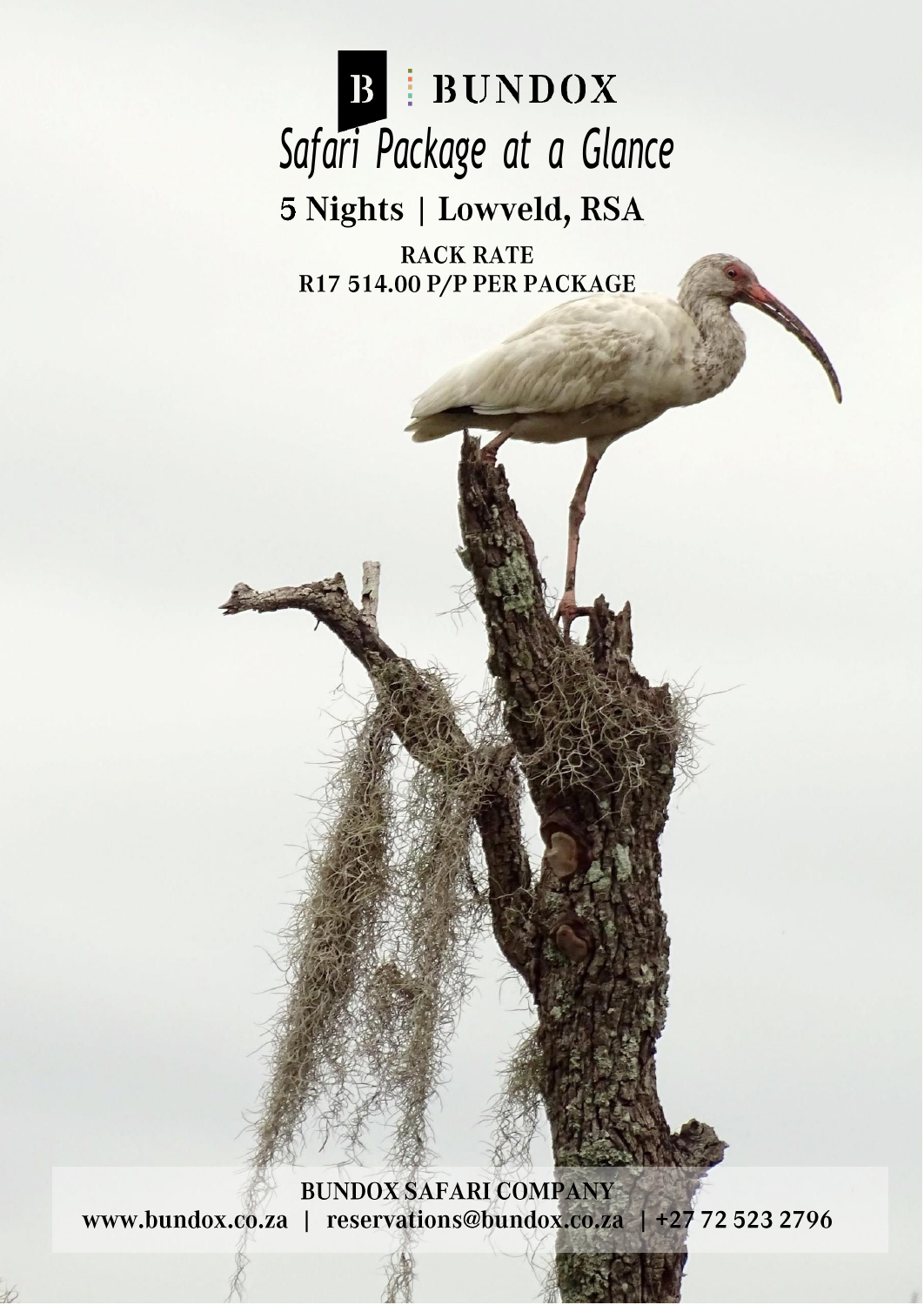# BUNDOX

## Safari Package at a Glance

### 5 Nights | Lowveld, RSA

**RACK RATE**
**R17 514.00 P/P PER PACKAGE**

**BUNDOX SAFARI COMPANY**
**www.bundox.co.za | reservations@bundox.co.za | +27 72 523 2796**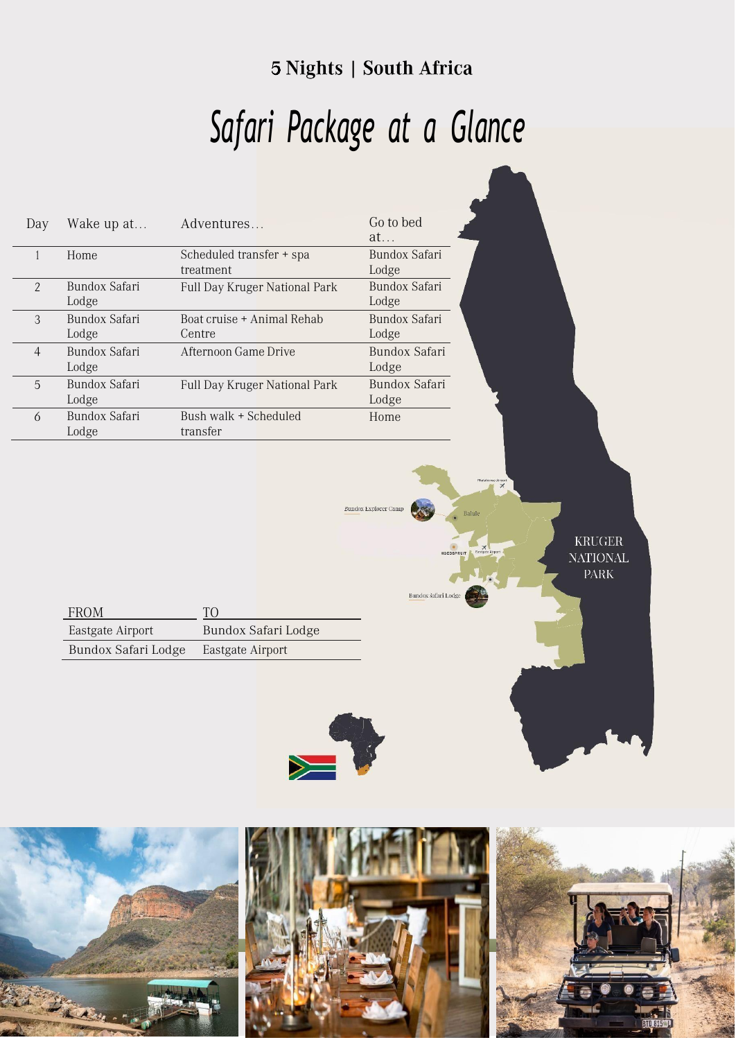## 5 Nights | South Africa

# *Safari Package at a Glance*

| Day | Wake up at… | Adventures… | Go to bed at… |
|---|---|---|---|
| 1 | Home | Scheduled transfer + spa treatment | Bundox Safari Lodge |
| 2 | Bundox Safari Lodge | Full Day Kruger National Park | Bundox Safari Lodge |
| 3 | Bundox Safari Lodge | Boat cruise + Animal Rehab Centre | Bundox Safari Lodge |
| 4 | Bundox Safari Lodge | Afternoon Game Drive | Bundox Safari Lodge |
| 5 | Bundox Safari Lodge | Full Day Kruger National Park | Bundox Safari Lodge |
| 6 | Bundox Safari Lodge | Bush walk + Scheduled transfer | Home |

| FROM | TO |
|---|---|
| Eastgate Airport | Bundox Safari Lodge |
| Bundox Safari Lodge | Eastgate Airport |

Bundox Explorer Camp

Balule

Bundox Safari Lodge

KRUGER NATIONAL PARK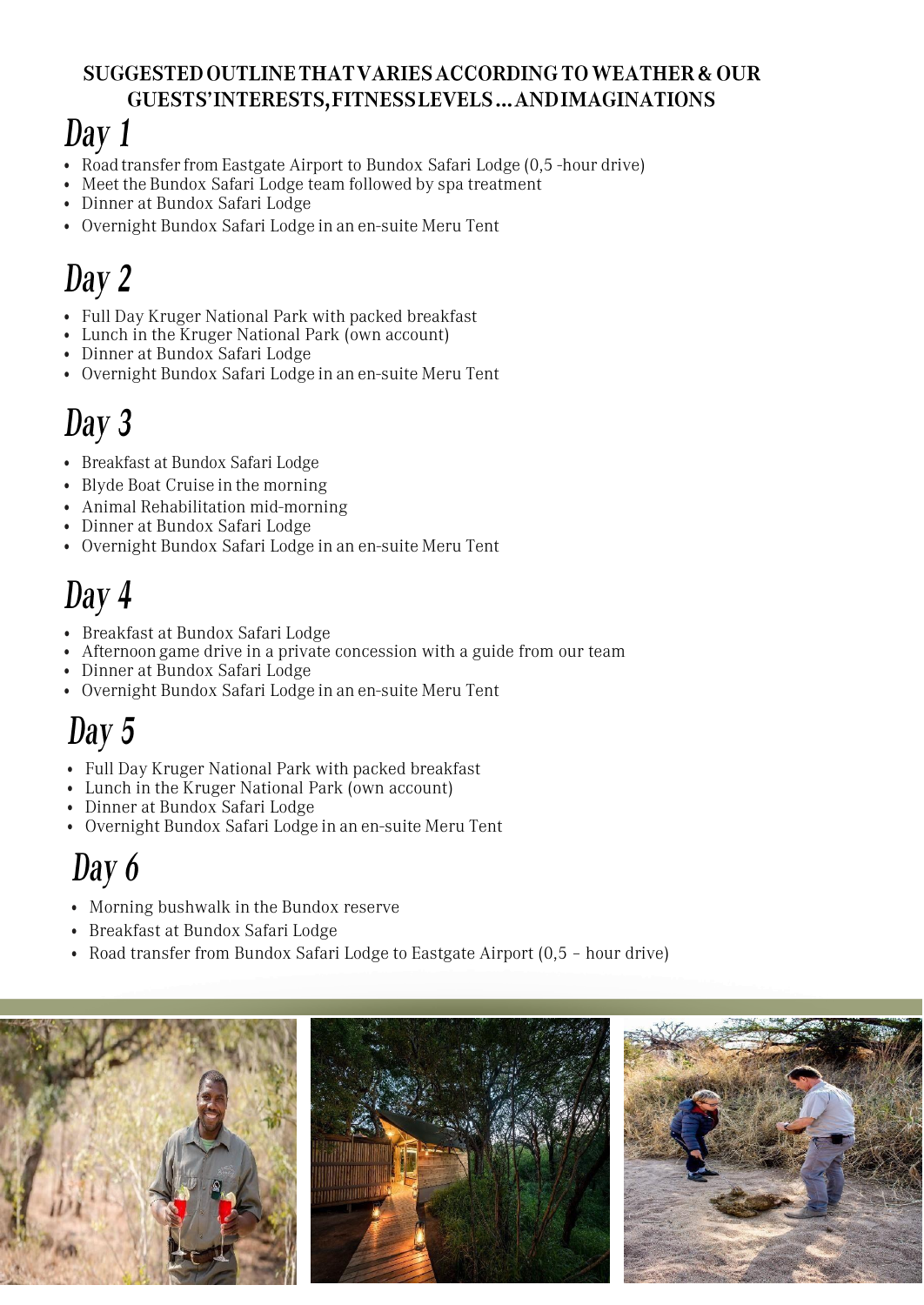**SUGGESTED OUTLINE THAT VARIES ACCORDING TO WEATHER & OUR GUESTS' INTERESTS, FITNESS LEVELS ... AND IMAGINATIONS**

# Day 1

- Road transfer from Eastgate Airport to Bundox Safari Lodge (0,5 -hour drive)
- Meet the Bundox Safari Lodge team followed by spa treatment
- Dinner at Bundox Safari Lodge
- Overnight Bundox Safari Lodge in an en-suite Meru Tent

# Day 2

- Full Day Kruger National Park with packed breakfast
- Lunch in the Kruger National Park (own account)
- Dinner at Bundox Safari Lodge
- Overnight Bundox Safari Lodge in an en-suite Meru Tent

# Day 3

- Breakfast at Bundox Safari Lodge
- Blyde Boat Cruise in the morning
- Animal Rehabilitation mid-morning
- Dinner at Bundox Safari Lodge
- Overnight Bundox Safari Lodge in an en-suite Meru Tent

# Day 4

- Breakfast at Bundox Safari Lodge
- Afternoon game drive in a private concession with a guide from our team
- Dinner at Bundox Safari Lodge
- Overnight Bundox Safari Lodge in an en-suite Meru Tent

# Day 5

- Full Day Kruger National Park with packed breakfast
- Lunch in the Kruger National Park (own account)
- Dinner at Bundox Safari Lodge
- Overnight Bundox Safari Lodge in an en-suite Meru Tent

# Day 6

- Morning bushwalk in the Bundox reserve
- Breakfast at Bundox Safari Lodge
- Road transfer from Bundox Safari Lodge to Eastgate Airport (0,5 – hour drive)